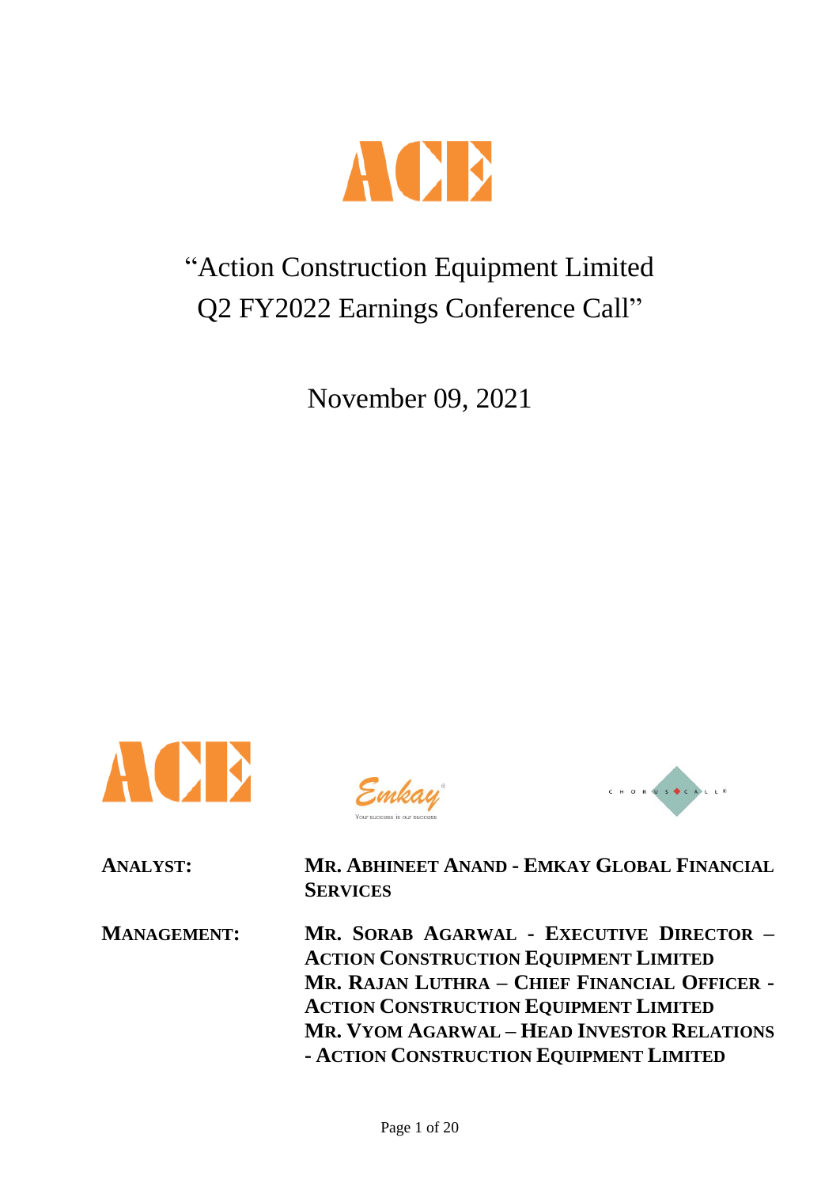# "Action Construction Equipment Limited Q2 FY2022 Earnings Conference Call"

November 09, 2021

**ANALYST:** **MR. ABHINEET ANAND - EMKAY GLOBAL FINANCIAL SERVICES**

**MANAGEMENT:** **MR. SORAB AGARWAL - EXECUTIVE DIRECTOR – ACTION CONSTRUCTION EQUIPMENT LIMITED**
**MR. RAJAN LUTHRA – CHIEF FINANCIAL OFFICER - ACTION CONSTRUCTION EQUIPMENT LIMITED**
**MR. VYOM AGARWAL – HEAD INVESTOR RELATIONS - ACTION CONSTRUCTION EQUIPMENT LIMITED**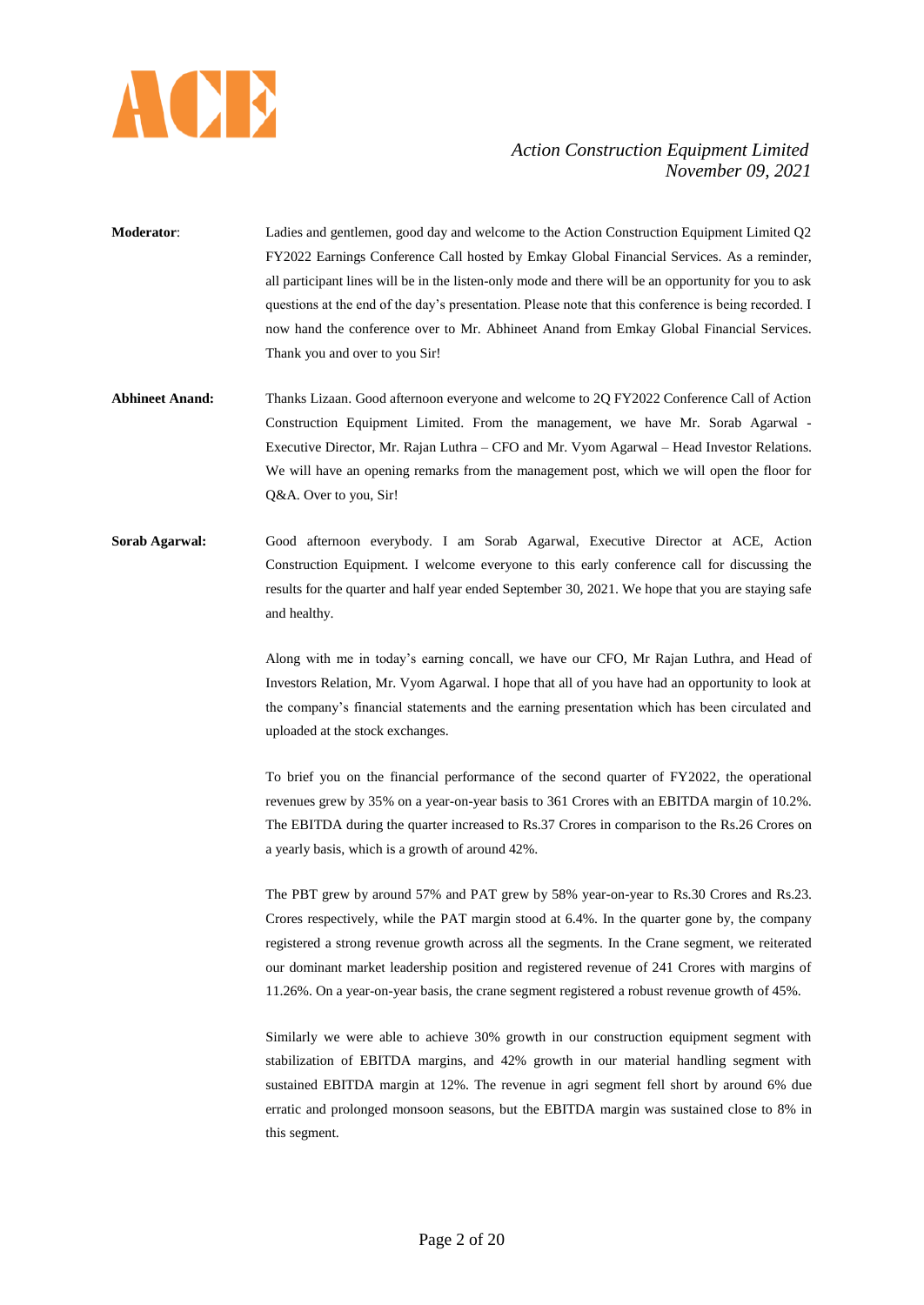**Moderator**: Ladies and gentlemen, good day and welcome to the Action Construction Equipment Limited Q2 FY2022 Earnings Conference Call hosted by Emkay Global Financial Services. As a reminder, all participant lines will be in the listen-only mode and there will be an opportunity for you to ask questions at the end of the day's presentation. Please note that this conference is being recorded. I now hand the conference over to Mr. Abhineet Anand from Emkay Global Financial Services. Thank you and over to you Sir!

**Abhineet Anand:** Thanks Lizaan. Good afternoon everyone and welcome to 2Q FY2022 Conference Call of Action Construction Equipment Limited. From the management, we have Mr. Sorab Agarwal - Executive Director, Mr. Rajan Luthra – CFO and Mr. Vyom Agarwal – Head Investor Relations. We will have an opening remarks from the management post, which we will open the floor for Q&A. Over to you, Sir!

**Sorab Agarwal:** Good afternoon everybody. I am Sorab Agarwal, Executive Director at ACE, Action Construction Equipment. I welcome everyone to this early conference call for discussing the results for the quarter and half year ended September 30, 2021. We hope that you are staying safe and healthy.

Along with me in today's earning concall, we have our CFO, Mr Rajan Luthra, and Head of Investors Relation, Mr. Vyom Agarwal. I hope that all of you have had an opportunity to look at the company's financial statements and the earning presentation which has been circulated and uploaded at the stock exchanges.

To brief you on the financial performance of the second quarter of FY2022, the operational revenues grew by 35% on a year-on-year basis to 361 Crores with an EBITDA margin of 10.2%. The EBITDA during the quarter increased to Rs.37 Crores in comparison to the Rs.26 Crores on a yearly basis, which is a growth of around 42%.

The PBT grew by around 57% and PAT grew by 58% year-on-year to Rs.30 Crores and Rs.23. Crores respectively, while the PAT margin stood at 6.4%. In the quarter gone by, the company registered a strong revenue growth across all the segments. In the Crane segment, we reiterated our dominant market leadership position and registered revenue of 241 Crores with margins of 11.26%. On a year-on-year basis, the crane segment registered a robust revenue growth of 45%.

Similarly we were able to achieve 30% growth in our construction equipment segment with stabilization of EBITDA margins, and 42% growth in our material handling segment with sustained EBITDA margin at 12%. The revenue in agri segment fell short by around 6% due erratic and prolonged monsoon seasons, but the EBITDA margin was sustained close to 8% in this segment.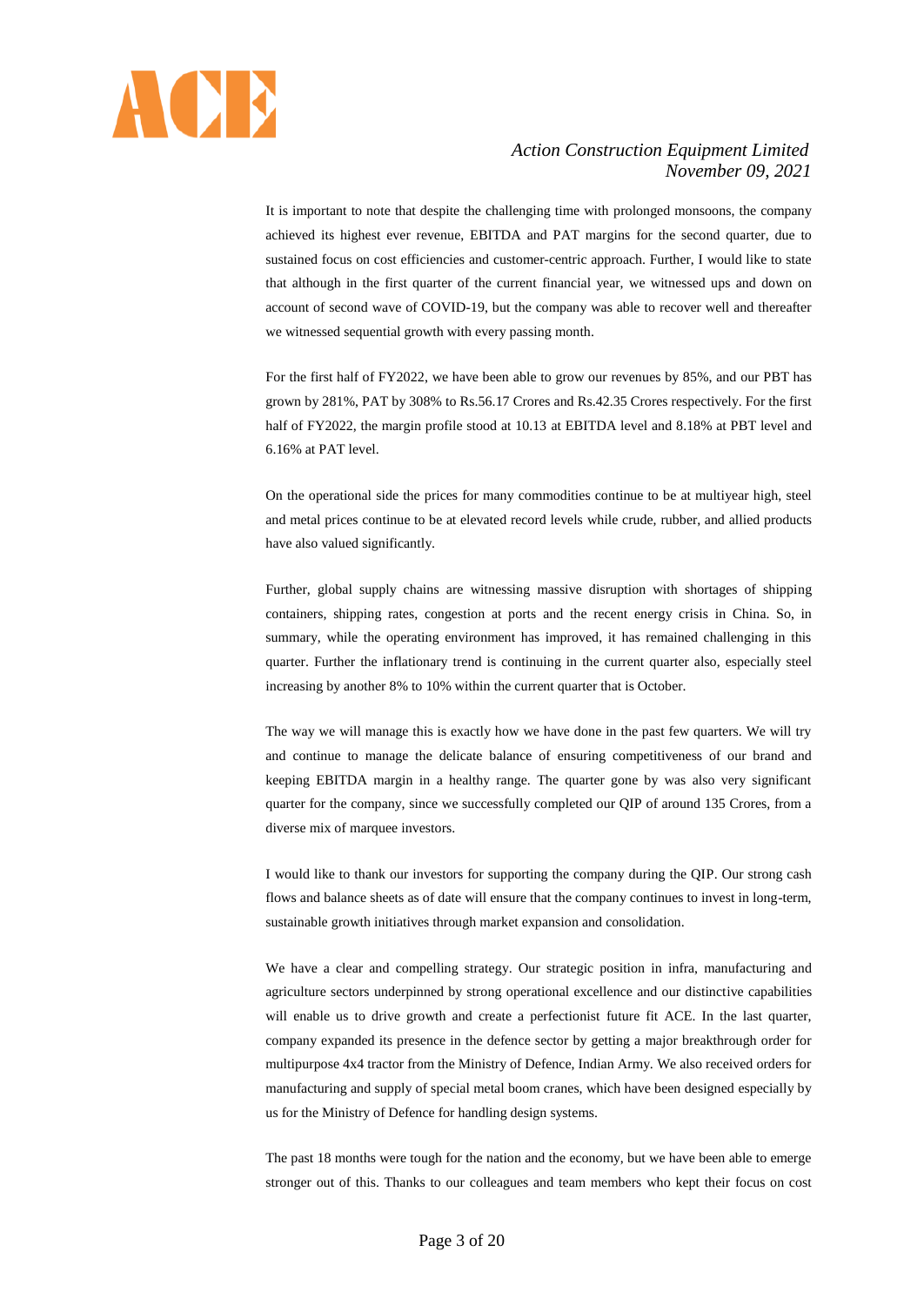It is important to note that despite the challenging time with prolonged monsoons, the company achieved its highest ever revenue, EBITDA and PAT margins for the second quarter, due to sustained focus on cost efficiencies and customer-centric approach. Further, I would like to state that although in the first quarter of the current financial year, we witnessed ups and down on account of second wave of COVID-19, but the company was able to recover well and thereafter we witnessed sequential growth with every passing month.

For the first half of FY2022, we have been able to grow our revenues by 85%, and our PBT has grown by 281%, PAT by 308% to Rs.56.17 Crores and Rs.42.35 Crores respectively. For the first half of FY2022, the margin profile stood at 10.13 at EBITDA level and 8.18% at PBT level and 6.16% at PAT level.

On the operational side the prices for many commodities continue to be at multiyear high, steel and metal prices continue to be at elevated record levels while crude, rubber, and allied products have also valued significantly.

Further, global supply chains are witnessing massive disruption with shortages of shipping containers, shipping rates, congestion at ports and the recent energy crisis in China. So, in summary, while the operating environment has improved, it has remained challenging in this quarter. Further the inflationary trend is continuing in the current quarter also, especially steel increasing by another 8% to 10% within the current quarter that is October.

The way we will manage this is exactly how we have done in the past few quarters. We will try and continue to manage the delicate balance of ensuring competitiveness of our brand and keeping EBITDA margin in a healthy range. The quarter gone by was also very significant quarter for the company, since we successfully completed our QIP of around 135 Crores, from a diverse mix of marquee investors.

I would like to thank our investors for supporting the company during the QIP. Our strong cash flows and balance sheets as of date will ensure that the company continues to invest in long-term, sustainable growth initiatives through market expansion and consolidation.

We have a clear and compelling strategy. Our strategic position in infra, manufacturing and agriculture sectors underpinned by strong operational excellence and our distinctive capabilities will enable us to drive growth and create a perfectionist future fit ACE. In the last quarter, company expanded its presence in the defence sector by getting a major breakthrough order for multipurpose 4x4 tractor from the Ministry of Defence, Indian Army. We also received orders for manufacturing and supply of special metal boom cranes, which have been designed especially by us for the Ministry of Defence for handling design systems.

The past 18 months were tough for the nation and the economy, but we have been able to emerge stronger out of this. Thanks to our colleagues and team members who kept their focus on cost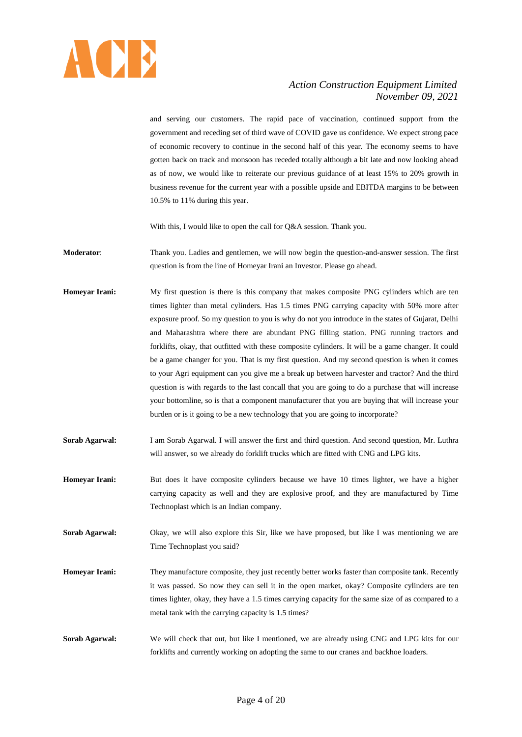and serving our customers. The rapid pace of vaccination, continued support from the government and receding set of third wave of COVID gave us confidence. We expect strong pace of economic recovery to continue in the second half of this year. The economy seems to have gotten back on track and monsoon has receded totally although a bit late and now looking ahead as of now, we would like to reiterate our previous guidance of at least 15% to 20% growth in business revenue for the current year with a possible upside and EBITDA margins to be between 10.5% to 11% during this year.

With this, I would like to open the call for Q&A session. Thank you.

**Moderator**: Thank you. Ladies and gentlemen, we will now begin the question-and-answer session. The first question is from the line of Homeyar Irani an Investor. Please go ahead.

**Homeyar Irani:** My first question is there is this company that makes composite PNG cylinders which are ten times lighter than metal cylinders. Has 1.5 times PNG carrying capacity with 50% more after exposure proof. So my question to you is why do not you introduce in the states of Gujarat, Delhi and Maharashtra where there are abundant PNG filling station. PNG running tractors and forklifts, okay, that outfitted with these composite cylinders. It will be a game changer. It could be a game changer for you. That is my first question. And my second question is when it comes to your Agri equipment can you give me a break up between harvester and tractor? And the third question is with regards to the last concall that you are going to do a purchase that will increase your bottomline, so is that a component manufacturer that you are buying that will increase your burden or is it going to be a new technology that you are going to incorporate?

**Sorab Agarwal:** I am Sorab Agarwal. I will answer the first and third question. And second question, Mr. Luthra will answer, so we already do forklift trucks which are fitted with CNG and LPG kits.

**Homeyar Irani:** But does it have composite cylinders because we have 10 times lighter, we have a higher carrying capacity as well and they are explosive proof, and they are manufactured by Time Technoplast which is an Indian company.

**Sorab Agarwal:** Okay, we will also explore this Sir, like we have proposed, but like I was mentioning we are Time Technoplast you said?

**Homeyar Irani:** They manufacture composite, they just recently better works faster than composite tank. Recently it was passed. So now they can sell it in the open market, okay? Composite cylinders are ten times lighter, okay, they have a 1.5 times carrying capacity for the same size of as compared to a metal tank with the carrying capacity is 1.5 times?

**Sorab Agarwal:** We will check that out, but like I mentioned, we are already using CNG and LPG kits for our forklifts and currently working on adopting the same to our cranes and backhoe loaders.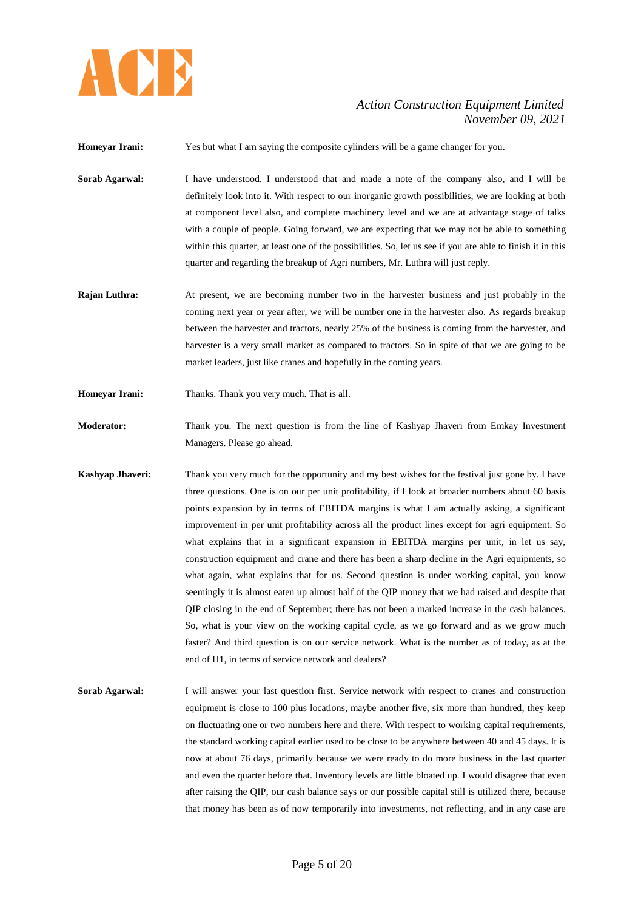**Homeyar Irani:** Yes but what I am saying the composite cylinders will be a game changer for you.

**Sorab Agarwal:** I have understood. I understood that and made a note of the company also, and I will be definitely look into it. With respect to our inorganic growth possibilities, we are looking at both at component level also, and complete machinery level and we are at advantage stage of talks with a couple of people. Going forward, we are expecting that we may not be able to something within this quarter, at least one of the possibilities. So, let us see if you are able to finish it in this quarter and regarding the breakup of Agri numbers, Mr. Luthra will just reply.

**Rajan Luthra:** At present, we are becoming number two in the harvester business and just probably in the coming next year or year after, we will be number one in the harvester also. As regards breakup between the harvester and tractors, nearly 25% of the business is coming from the harvester, and harvester is a very small market as compared to tractors. So in spite of that we are going to be market leaders, just like cranes and hopefully in the coming years.

**Homeyar Irani:** Thanks. Thank you very much. That is all.

**Moderator:** Thank you. The next question is from the line of Kashyap Jhaveri from Emkay Investment Managers. Please go ahead.

**Kashyap Jhaveri:** Thank you very much for the opportunity and my best wishes for the festival just gone by. I have three questions. One is on our per unit profitability, if I look at broader numbers about 60 basis points expansion by in terms of EBITDA margins is what I am actually asking, a significant improvement in per unit profitability across all the product lines except for agri equipment. So what explains that in a significant expansion in EBITDA margins per unit, in let us say, construction equipment and crane and there has been a sharp decline in the Agri equipments, so what again, what explains that for us. Second question is under working capital, you know seemingly it is almost eaten up almost half of the QIP money that we had raised and despite that QIP closing in the end of September; there has not been a marked increase in the cash balances. So, what is your view on the working capital cycle, as we go forward and as we grow much faster? And third question is on our service network. What is the number as of today, as at the end of H1, in terms of service network and dealers?

**Sorab Agarwal:** I will answer your last question first. Service network with respect to cranes and construction equipment is close to 100 plus locations, maybe another five, six more than hundred, they keep on fluctuating one or two numbers here and there. With respect to working capital requirements, the standard working capital earlier used to be close to be anywhere between 40 and 45 days. It is now at about 76 days, primarily because we were ready to do more business in the last quarter and even the quarter before that. Inventory levels are little bloated up. I would disagree that even after raising the QIP, our cash balance says or our possible capital still is utilized there, because that money has been as of now temporarily into investments, not reflecting, and in any case are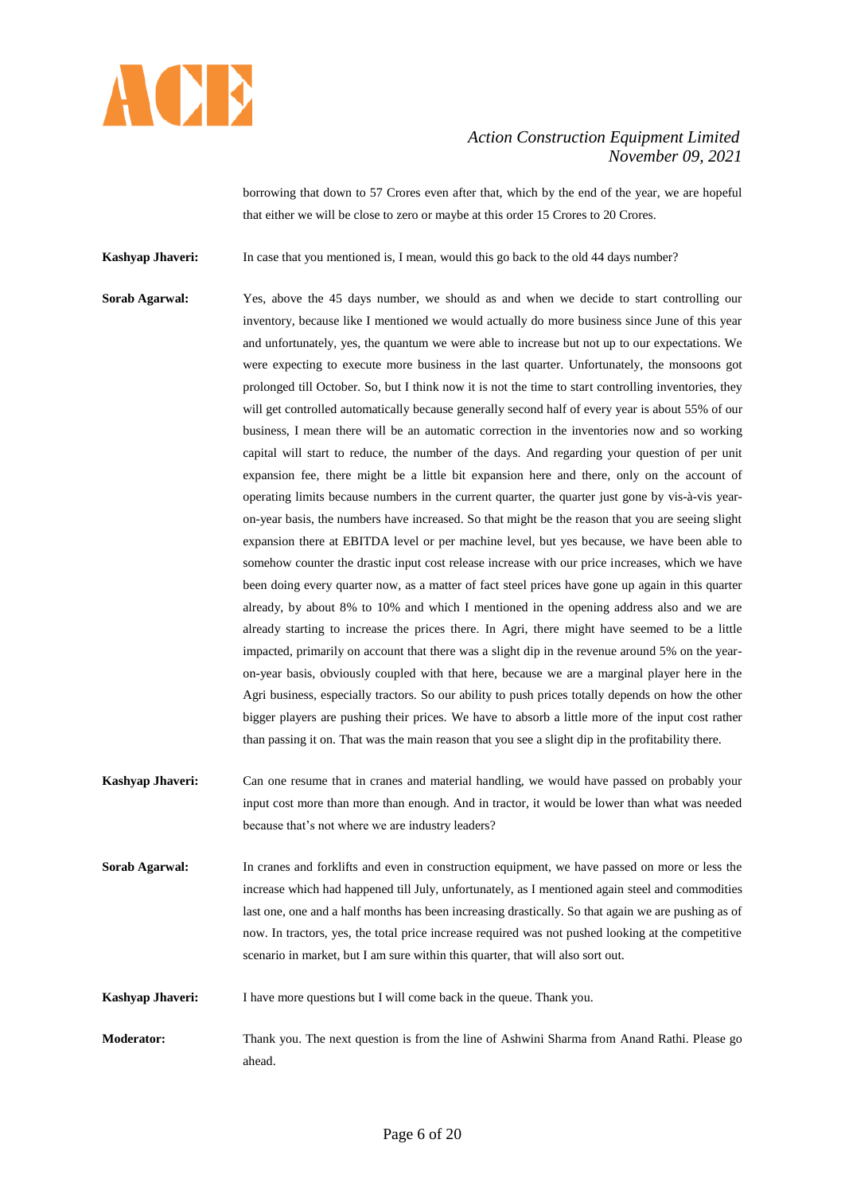borrowing that down to 57 Crores even after that, which by the end of the year, we are hopeful that either we will be close to zero or maybe at this order 15 Crores to 20 Crores.

**Kashyap Jhaveri:** In case that you mentioned is, I mean, would this go back to the old 44 days number?

**Sorab Agarwal:** Yes, above the 45 days number, we should as and when we decide to start controlling our inventory, because like I mentioned we would actually do more business since June of this year and unfortunately, yes, the quantum we were able to increase but not up to our expectations. We were expecting to execute more business in the last quarter. Unfortunately, the monsoons got prolonged till October. So, but I think now it is not the time to start controlling inventories, they will get controlled automatically because generally second half of every year is about 55% of our business, I mean there will be an automatic correction in the inventories now and so working capital will start to reduce, the number of the days. And regarding your question of per unit expansion fee, there might be a little bit expansion here and there, only on the account of operating limits because numbers in the current quarter, the quarter just gone by vis-à-vis year-on-year basis, the numbers have increased. So that might be the reason that you are seeing slight expansion there at EBITDA level or per machine level, but yes because, we have been able to somehow counter the drastic input cost release increase with our price increases, which we have been doing every quarter now, as a matter of fact steel prices have gone up again in this quarter already, by about 8% to 10% and which I mentioned in the opening address also and we are already starting to increase the prices there. In Agri, there might have seemed to be a little impacted, primarily on account that there was a slight dip in the revenue around 5% on the year-on-year basis, obviously coupled with that here, because we are a marginal player here in the Agri business, especially tractors. So our ability to push prices totally depends on how the other bigger players are pushing their prices. We have to absorb a little more of the input cost rather than passing it on. That was the main reason that you see a slight dip in the profitability there.

**Kashyap Jhaveri:** Can one resume that in cranes and material handling, we would have passed on probably your input cost more than more than enough. And in tractor, it would be lower than what was needed because that's not where we are industry leaders?

**Sorab Agarwal:** In cranes and forklifts and even in construction equipment, we have passed on more or less the increase which had happened till July, unfortunately, as I mentioned again steel and commodities last one, one and a half months has been increasing drastically. So that again we are pushing as of now. In tractors, yes, the total price increase required was not pushed looking at the competitive scenario in market, but I am sure within this quarter, that will also sort out.

**Kashyap Jhaveri:** I have more questions but I will come back in the queue. Thank you.

**Moderator:** Thank you. The next question is from the line of Ashwini Sharma from Anand Rathi. Please go ahead.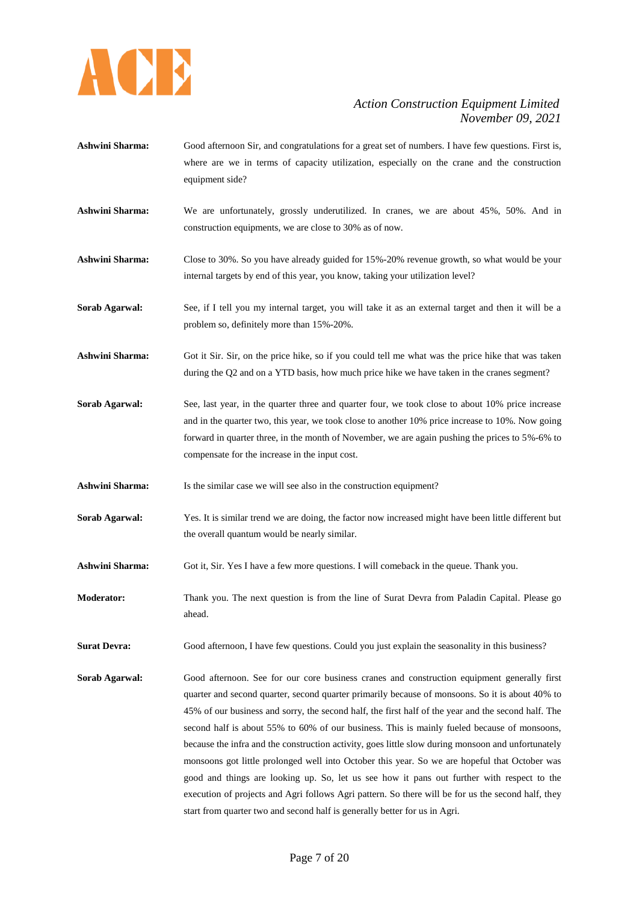**Ashwini Sharma:** Good afternoon Sir, and congratulations for a great set of numbers. I have few questions. First is, where are we in terms of capacity utilization, especially on the crane and the construction equipment side?

**Ashwini Sharma:** We are unfortunately, grossly underutilized. In cranes, we are about 45%, 50%. And in construction equipments, we are close to 30% as of now.

**Ashwini Sharma:** Close to 30%. So you have already guided for 15%-20% revenue growth, so what would be your internal targets by end of this year, you know, taking your utilization level?

**Sorab Agarwal:** See, if I tell you my internal target, you will take it as an external target and then it will be a problem so, definitely more than 15%-20%.

**Ashwini Sharma:** Got it Sir. Sir, on the price hike, so if you could tell me what was the price hike that was taken during the Q2 and on a YTD basis, how much price hike we have taken in the cranes segment?

**Sorab Agarwal:** See, last year, in the quarter three and quarter four, we took close to about 10% price increase and in the quarter two, this year, we took close to another 10% price increase to 10%. Now going forward in quarter three, in the month of November, we are again pushing the prices to 5%-6% to compensate for the increase in the input cost.

**Ashwini Sharma:** Is the similar case we will see also in the construction equipment?

**Sorab Agarwal:** Yes. It is similar trend we are doing, the factor now increased might have been little different but the overall quantum would be nearly similar.

**Ashwini Sharma:** Got it, Sir. Yes I have a few more questions. I will comeback in the queue. Thank you.

**Moderator:** Thank you. The next question is from the line of Surat Devra from Paladin Capital. Please go ahead.

**Surat Devra:** Good afternoon, I have few questions. Could you just explain the seasonality in this business?

**Sorab Agarwal:** Good afternoon. See for our core business cranes and construction equipment generally first quarter and second quarter, second quarter primarily because of monsoons. So it is about 40% to 45% of our business and sorry, the second half, the first half of the year and the second half. The second half is about 55% to 60% of our business. This is mainly fueled because of monsoons, because the infra and the construction activity, goes little slow during monsoon and unfortunately monsoons got little prolonged well into October this year. So we are hopeful that October was good and things are looking up. So, let us see how it pans out further with respect to the execution of projects and Agri follows Agri pattern. So there will be for us the second half, they start from quarter two and second half is generally better for us in Agri.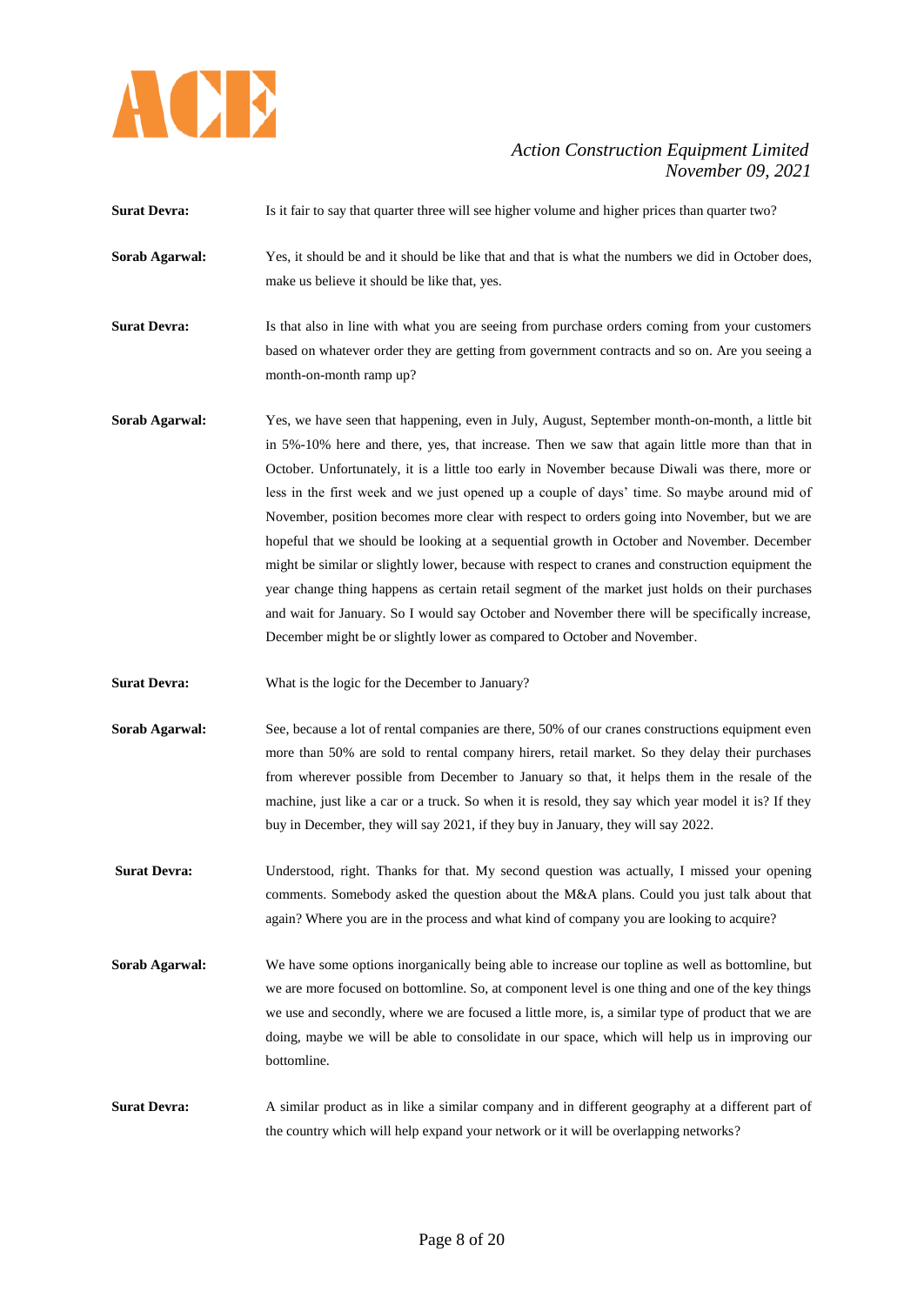**Surat Devra:** Is it fair to say that quarter three will see higher volume and higher prices than quarter two?

**Sorab Agarwal:** Yes, it should be and it should be like that and that is what the numbers we did in October does, make us believe it should be like that, yes.

**Surat Devra:** Is that also in line with what you are seeing from purchase orders coming from your customers based on whatever order they are getting from government contracts and so on. Are you seeing a month-on-month ramp up?

**Sorab Agarwal:** Yes, we have seen that happening, even in July, August, September month-on-month, a little bit in 5%-10% here and there, yes, that increase. Then we saw that again little more than that in October. Unfortunately, it is a little too early in November because Diwali was there, more or less in the first week and we just opened up a couple of days' time. So maybe around mid of November, position becomes more clear with respect to orders going into November, but we are hopeful that we should be looking at a sequential growth in October and November. December might be similar or slightly lower, because with respect to cranes and construction equipment the year change thing happens as certain retail segment of the market just holds on their purchases and wait for January. So I would say October and November there will be specifically increase, December might be or slightly lower as compared to October and November.

**Surat Devra:** What is the logic for the December to January?

**Sorab Agarwal:** See, because a lot of rental companies are there, 50% of our cranes constructions equipment even more than 50% are sold to rental company hirers, retail market. So they delay their purchases from wherever possible from December to January so that, it helps them in the resale of the machine, just like a car or a truck. So when it is resold, they say which year model it is? If they buy in December, they will say 2021, if they buy in January, they will say 2022.

**Surat Devra:** Understood, right. Thanks for that. My second question was actually, I missed your opening comments. Somebody asked the question about the M&A plans. Could you just talk about that again? Where you are in the process and what kind of company you are looking to acquire?

**Sorab Agarwal:** We have some options inorganically being able to increase our topline as well as bottomline, but we are more focused on bottomline. So, at component level is one thing and one of the key things we use and secondly, where we are focused a little more, is, a similar type of product that we are doing, maybe we will be able to consolidate in our space, which will help us in improving our bottomline.

**Surat Devra:** A similar product as in like a similar company and in different geography at a different part of the country which will help expand your network or it will be overlapping networks?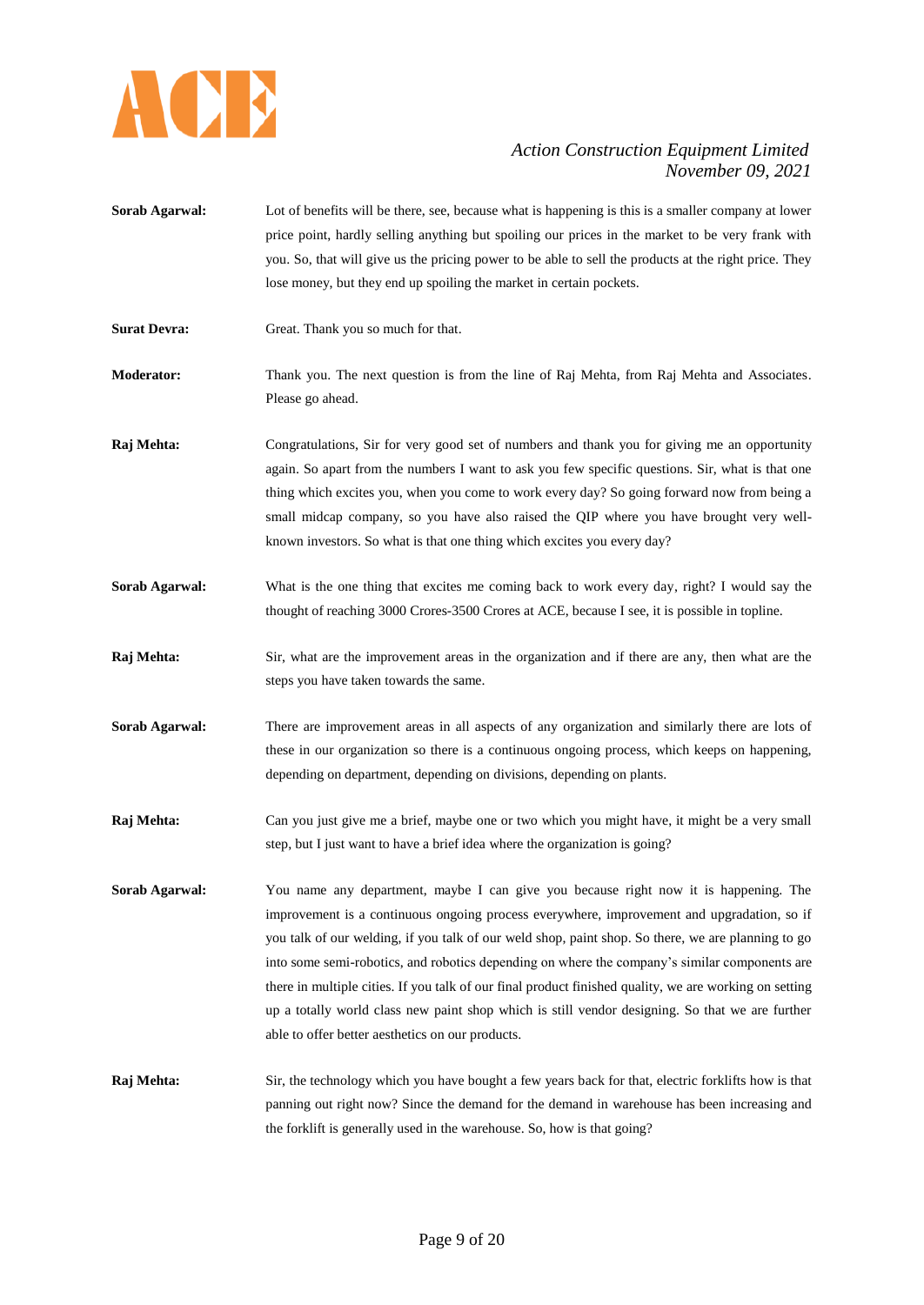**Sorab Agarwal:** Lot of benefits will be there, see, because what is happening is this is a smaller company at lower price point, hardly selling anything but spoiling our prices in the market to be very frank with you. So, that will give us the pricing power to be able to sell the products at the right price. They lose money, but they end up spoiling the market in certain pockets.

**Surat Devra:** Great. Thank you so much for that.

**Moderator:** Thank you. The next question is from the line of Raj Mehta, from Raj Mehta and Associates. Please go ahead.

**Raj Mehta:** Congratulations, Sir for very good set of numbers and thank you for giving me an opportunity again. So apart from the numbers I want to ask you few specific questions. Sir, what is that one thing which excites you, when you come to work every day? So going forward now from being a small midcap company, so you have also raised the QIP where you have brought very well-known investors. So what is that one thing which excites you every day?

**Sorab Agarwal:** What is the one thing that excites me coming back to work every day, right? I would say the thought of reaching 3000 Crores-3500 Crores at ACE, because I see, it is possible in topline.

**Raj Mehta:** Sir, what are the improvement areas in the organization and if there are any, then what are the steps you have taken towards the same.

**Sorab Agarwal:** There are improvement areas in all aspects of any organization and similarly there are lots of these in our organization so there is a continuous ongoing process, which keeps on happening, depending on department, depending on divisions, depending on plants.

**Raj Mehta:** Can you just give me a brief, maybe one or two which you might have, it might be a very small step, but I just want to have a brief idea where the organization is going?

**Sorab Agarwal:** You name any department, maybe I can give you because right now it is happening. The improvement is a continuous ongoing process everywhere, improvement and upgradation, so if you talk of our welding, if you talk of our weld shop, paint shop. So there, we are planning to go into some semi-robotics, and robotics depending on where the company's similar components are there in multiple cities. If you talk of our final product finished quality, we are working on setting up a totally world class new paint shop which is still vendor designing. So that we are further able to offer better aesthetics on our products.

**Raj Mehta:** Sir, the technology which you have bought a few years back for that, electric forklifts how is that panning out right now? Since the demand for the demand in warehouse has been increasing and the forklift is generally used in the warehouse. So, how is that going?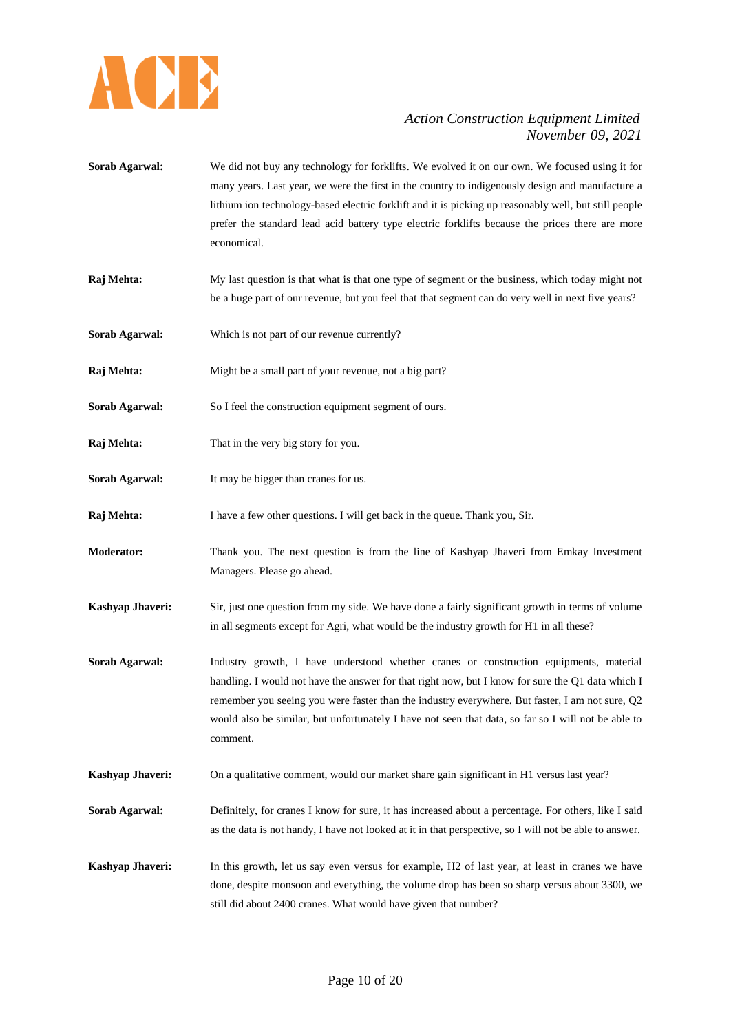**Sorab Agarwal:** We did not buy any technology for forklifts. We evolved it on our own. We focused using it for many years. Last year, we were the first in the country to indigenously design and manufacture a lithium ion technology-based electric forklift and it is picking up reasonably well, but still people prefer the standard lead acid battery type electric forklifts because the prices there are more economical.

**Raj Mehta:** My last question is that what is that one type of segment or the business, which today might not be a huge part of our revenue, but you feel that that segment can do very well in next five years?

**Sorab Agarwal:** Which is not part of our revenue currently?

**Raj Mehta:** Might be a small part of your revenue, not a big part?

**Sorab Agarwal:** So I feel the construction equipment segment of ours.

**Raj Mehta:** That in the very big story for you.

**Sorab Agarwal:** It may be bigger than cranes for us.

**Raj Mehta:** I have a few other questions. I will get back in the queue. Thank you, Sir.

**Moderator:** Thank you. The next question is from the line of Kashyap Jhaveri from Emkay Investment Managers. Please go ahead.

**Kashyap Jhaveri:** Sir, just one question from my side. We have done a fairly significant growth in terms of volume in all segments except for Agri, what would be the industry growth for H1 in all these?

**Sorab Agarwal:** Industry growth, I have understood whether cranes or construction equipments, material handling. I would not have the answer for that right now, but I know for sure the Q1 data which I remember you seeing you were faster than the industry everywhere. But faster, I am not sure, Q2 would also be similar, but unfortunately I have not seen that data, so far so I will not be able to comment.

**Kashyap Jhaveri:** On a qualitative comment, would our market share gain significant in H1 versus last year?

**Sorab Agarwal:** Definitely, for cranes I know for sure, it has increased about a percentage. For others, like I said as the data is not handy, I have not looked at it in that perspective, so I will not be able to answer.

**Kashyap Jhaveri:** In this growth, let us say even versus for example, H2 of last year, at least in cranes we have done, despite monsoon and everything, the volume drop has been so sharp versus about 3300, we still did about 2400 cranes. What would have given that number?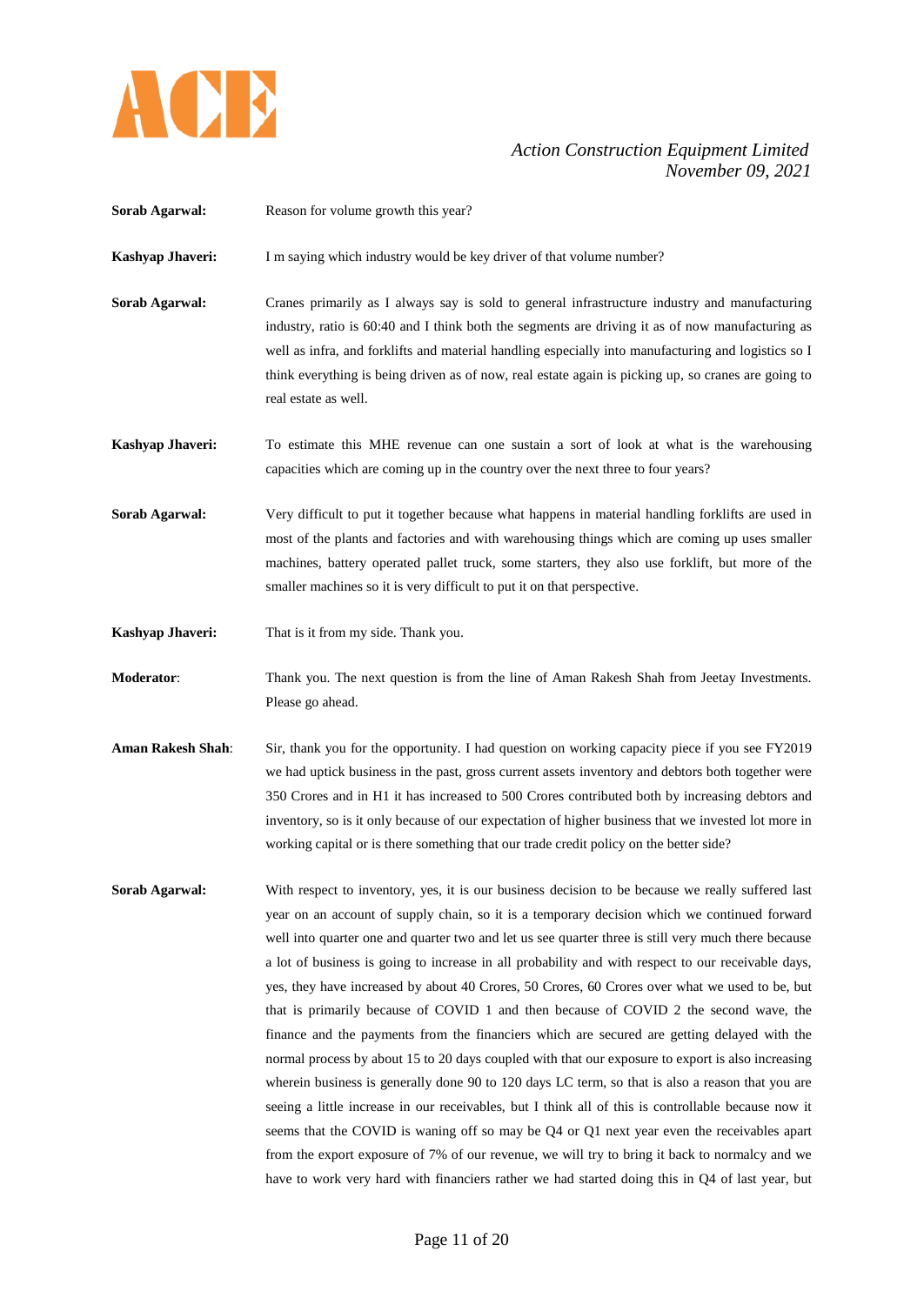**Sorab Agarwal:** Reason for volume growth this year?

**Kashyap Jhaveri:** I m saying which industry would be key driver of that volume number?

**Sorab Agarwal:** Cranes primarily as I always say is sold to general infrastructure industry and manufacturing industry, ratio is 60:40 and I think both the segments are driving it as of now manufacturing as well as infra, and forklifts and material handling especially into manufacturing and logistics so I think everything is being driven as of now, real estate again is picking up, so cranes are going to real estate as well.

**Kashyap Jhaveri:** To estimate this MHE revenue can one sustain a sort of look at what is the warehousing capacities which are coming up in the country over the next three to four years?

**Sorab Agarwal:** Very difficult to put it together because what happens in material handling forklifts are used in most of the plants and factories and with warehousing things which are coming up uses smaller machines, battery operated pallet truck, some starters, they also use forklift, but more of the smaller machines so it is very difficult to put it on that perspective.

**Kashyap Jhaveri:** That is it from my side. Thank you.

**Moderator**: Thank you. The next question is from the line of Aman Rakesh Shah from Jeetay Investments. Please go ahead.

**Aman Rakesh Shah**: Sir, thank you for the opportunity. I had question on working capacity piece if you see FY2019 we had uptick business in the past, gross current assets inventory and debtors both together were 350 Crores and in H1 it has increased to 500 Crores contributed both by increasing debtors and inventory, so is it only because of our expectation of higher business that we invested lot more in working capital or is there something that our trade credit policy on the better side?

**Sorab Agarwal:** With respect to inventory, yes, it is our business decision to be because we really suffered last year on an account of supply chain, so it is a temporary decision which we continued forward well into quarter one and quarter two and let us see quarter three is still very much there because a lot of business is going to increase in all probability and with respect to our receivable days, yes, they have increased by about 40 Crores, 50 Crores, 60 Crores over what we used to be, but that is primarily because of COVID 1 and then because of COVID 2 the second wave, the finance and the payments from the financiers which are secured are getting delayed with the normal process by about 15 to 20 days coupled with that our exposure to export is also increasing wherein business is generally done 90 to 120 days LC term, so that is also a reason that you are seeing a little increase in our receivables, but I think all of this is controllable because now it seems that the COVID is waning off so may be Q4 or Q1 next year even the receivables apart from the export exposure of 7% of our revenue, we will try to bring it back to normalcy and we have to work very hard with financiers rather we had started doing this in Q4 of last year, but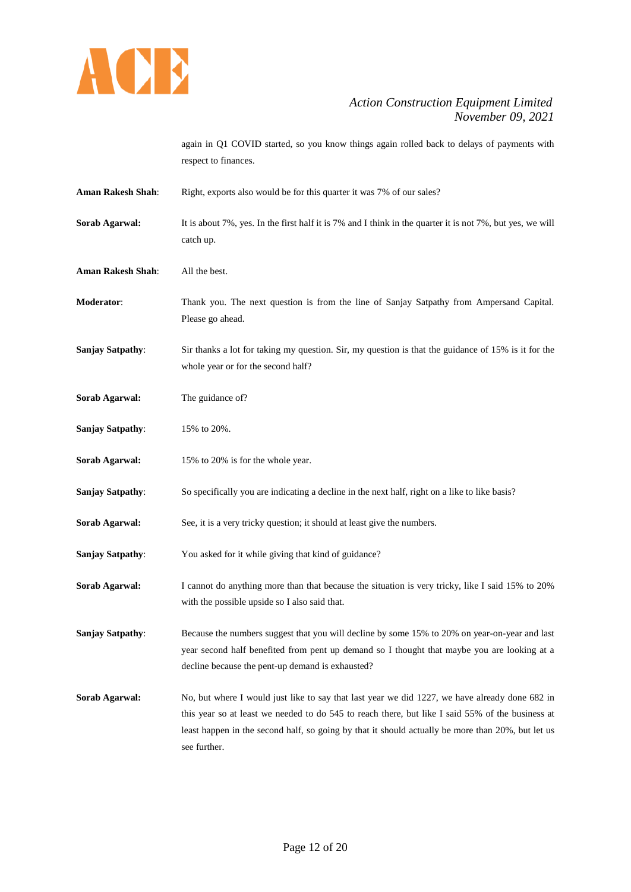again in Q1 COVID started, so you know things again rolled back to delays of payments with respect to finances.

**Aman Rakesh Shah**: Right, exports also would be for this quarter it was 7% of our sales?

**Sorab Agarwal:** It is about 7%, yes. In the first half it is 7% and I think in the quarter it is not 7%, but yes, we will catch up.

**Aman Rakesh Shah**: All the best.

**Moderator**: Thank you. The next question is from the line of Sanjay Satpathy from Ampersand Capital. Please go ahead.

**Sanjay Satpathy**: Sir thanks a lot for taking my question. Sir, my question is that the guidance of 15% is it for the whole year or for the second half?

**Sorab Agarwal:** The guidance of?

**Sanjay Satpathy**: 15% to 20%.

**Sorab Agarwal:** 15% to 20% is for the whole year.

**Sanjay Satpathy**: So specifically you are indicating a decline in the next half, right on a like to like basis?

**Sorab Agarwal:** See, it is a very tricky question; it should at least give the numbers.

**Sanjay Satpathy**: You asked for it while giving that kind of guidance?

**Sorab Agarwal:** I cannot do anything more than that because the situation is very tricky, like I said 15% to 20% with the possible upside so I also said that.

**Sanjay Satpathy**: Because the numbers suggest that you will decline by some 15% to 20% on year-on-year and last year second half benefited from pent up demand so I thought that maybe you are looking at a decline because the pent-up demand is exhausted?

**Sorab Agarwal:** No, but where I would just like to say that last year we did 1227, we have already done 682 in this year so at least we needed to do 545 to reach there, but like I said 55% of the business at least happen in the second half, so going by that it should actually be more than 20%, but let us see further.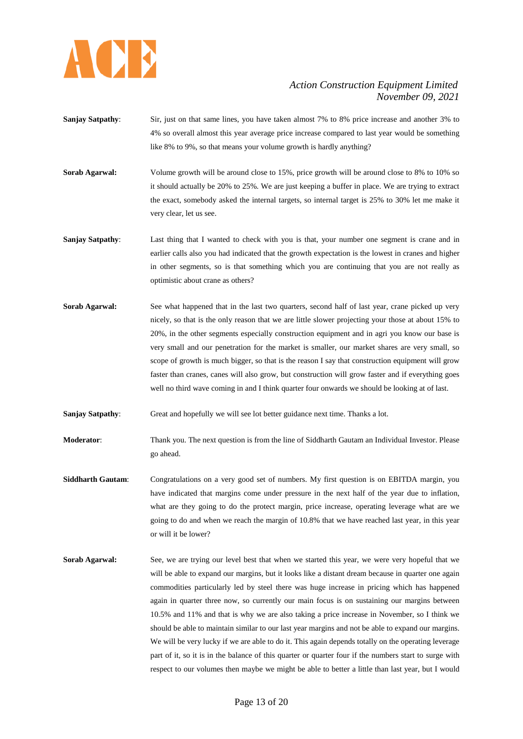**Sanjay Satpathy**: Sir, just on that same lines, you have taken almost 7% to 8% price increase and another 3% to 4% so overall almost this year average price increase compared to last year would be something like 8% to 9%, so that means your volume growth is hardly anything?

**Sorab Agarwal:** Volume growth will be around close to 15%, price growth will be around close to 8% to 10% so it should actually be 20% to 25%. We are just keeping a buffer in place. We are trying to extract the exact, somebody asked the internal targets, so internal target is 25% to 30% let me make it very clear, let us see.

**Sanjay Satpathy**: Last thing that I wanted to check with you is that, your number one segment is crane and in earlier calls also you had indicated that the growth expectation is the lowest in cranes and higher in other segments, so is that something which you are continuing that you are not really as optimistic about crane as others?

**Sorab Agarwal:** See what happened that in the last two quarters, second half of last year, crane picked up very nicely, so that is the only reason that we are little slower projecting your those at about 15% to 20%, in the other segments especially construction equipment and in agri you know our base is very small and our penetration for the market is smaller, our market shares are very small, so scope of growth is much bigger, so that is the reason I say that construction equipment will grow faster than cranes, canes will also grow, but construction will grow faster and if everything goes well no third wave coming in and I think quarter four onwards we should be looking at of last.

**Sanjay Satpathy**: Great and hopefully we will see lot better guidance next time. Thanks a lot.

**Moderator**: Thank you. The next question is from the line of Siddharth Gautam an Individual Investor. Please go ahead.

**Siddharth Gautam**: Congratulations on a very good set of numbers. My first question is on EBITDA margin, you have indicated that margins come under pressure in the next half of the year due to inflation, what are they going to do the protect margin, price increase, operating leverage what are we going to do and when we reach the margin of 10.8% that we have reached last year, in this year or will it be lower?

**Sorab Agarwal:** See, we are trying our level best that when we started this year, we were very hopeful that we will be able to expand our margins, but it looks like a distant dream because in quarter one again commodities particularly led by steel there was huge increase in pricing which has happened again in quarter three now, so currently our main focus is on sustaining our margins between 10.5% and 11% and that is why we are also taking a price increase in November, so I think we should be able to maintain similar to our last year margins and not be able to expand our margins. We will be very lucky if we are able to do it. This again depends totally on the operating leverage part of it, so it is in the balance of this quarter or quarter four if the numbers start to surge with respect to our volumes then maybe we might be able to better a little than last year, but I would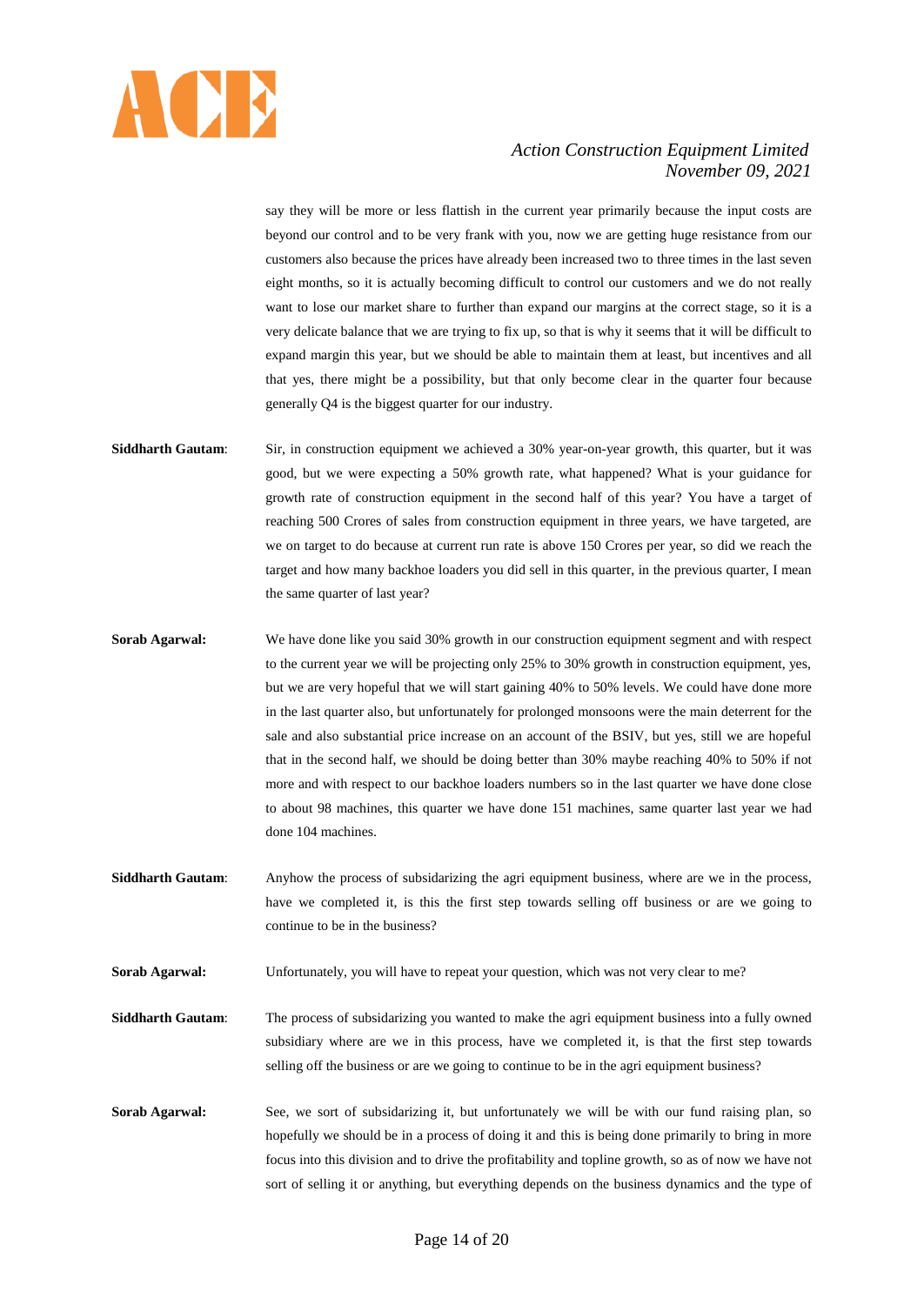say they will be more or less flattish in the current year primarily because the input costs are beyond our control and to be very frank with you, now we are getting huge resistance from our customers also because the prices have already been increased two to three times in the last seven eight months, so it is actually becoming difficult to control our customers and we do not really want to lose our market share to further than expand our margins at the correct stage, so it is a very delicate balance that we are trying to fix up, so that is why it seems that it will be difficult to expand margin this year, but we should be able to maintain them at least, but incentives and all that yes, there might be a possibility, but that only become clear in the quarter four because generally Q4 is the biggest quarter for our industry.

**Siddharth Gautam**: Sir, in construction equipment we achieved a 30% year-on-year growth, this quarter, but it was good, but we were expecting a 50% growth rate, what happened? What is your guidance for growth rate of construction equipment in the second half of this year? You have a target of reaching 500 Crores of sales from construction equipment in three years, we have targeted, are we on target to do because at current run rate is above 150 Crores per year, so did we reach the target and how many backhoe loaders you did sell in this quarter, in the previous quarter, I mean the same quarter of last year?

**Sorab Agarwal:** We have done like you said 30% growth in our construction equipment segment and with respect to the current year we will be projecting only 25% to 30% growth in construction equipment, yes, but we are very hopeful that we will start gaining 40% to 50% levels. We could have done more in the last quarter also, but unfortunately for prolonged monsoons were the main deterrent for the sale and also substantial price increase on an account of the BSIV, but yes, still we are hopeful that in the second half, we should be doing better than 30% maybe reaching 40% to 50% if not more and with respect to our backhoe loaders numbers so in the last quarter we have done close to about 98 machines, this quarter we have done 151 machines, same quarter last year we had done 104 machines.

**Siddharth Gautam**: Anyhow the process of subsidarizing the agri equipment business, where are we in the process, have we completed it, is this the first step towards selling off business or are we going to continue to be in the business?

**Sorab Agarwal:** Unfortunately, you will have to repeat your question, which was not very clear to me?

**Siddharth Gautam**: The process of subsidarizing you wanted to make the agri equipment business into a fully owned subsidiary where are we in this process, have we completed it, is that the first step towards selling off the business or are we going to continue to be in the agri equipment business?

**Sorab Agarwal:** See, we sort of subsidarizing it, but unfortunately we will be with our fund raising plan, so hopefully we should be in a process of doing it and this is being done primarily to bring in more focus into this division and to drive the profitability and topline growth, so as of now we have not sort of selling it or anything, but everything depends on the business dynamics and the type of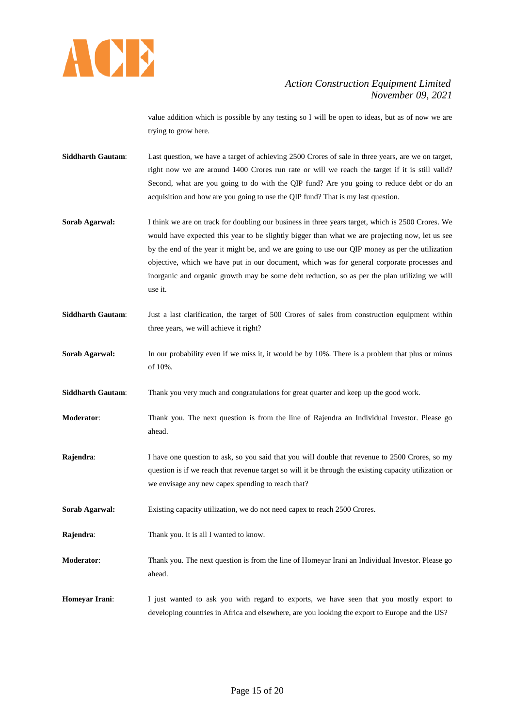value addition which is possible by any testing so I will be open to ideas, but as of now we are trying to grow here.

**Siddharth Gautam**: Last question, we have a target of achieving 2500 Crores of sale in three years, are we on target, right now we are around 1400 Crores run rate or will we reach the target if it is still valid? Second, what are you going to do with the QIP fund? Are you going to reduce debt or do an acquisition and how are you going to use the QIP fund? That is my last question.

**Sorab Agarwal:** I think we are on track for doubling our business in three years target, which is 2500 Crores. We would have expected this year to be slightly bigger than what we are projecting now, let us see by the end of the year it might be, and we are going to use our QIP money as per the utilization objective, which we have put in our document, which was for general corporate processes and inorganic and organic growth may be some debt reduction, so as per the plan utilizing we will use it.

**Siddharth Gautam**: Just a last clarification, the target of 500 Crores of sales from construction equipment within three years, we will achieve it right?

**Sorab Agarwal:** In our probability even if we miss it, it would be by 10%. There is a problem that plus or minus of 10%.

**Siddharth Gautam**: Thank you very much and congratulations for great quarter and keep up the good work.

**Moderator**: Thank you. The next question is from the line of Rajendra an Individual Investor. Please go ahead.

**Rajendra**: I have one question to ask, so you said that you will double that revenue to 2500 Crores, so my question is if we reach that revenue target so will it be through the existing capacity utilization or we envisage any new capex spending to reach that?

**Sorab Agarwal:** Existing capacity utilization, we do not need capex to reach 2500 Crores.

**Rajendra**: Thank you. It is all I wanted to know.

**Moderator**: Thank you. The next question is from the line of Homeyar Irani an Individual Investor. Please go ahead.

**Homeyar Irani**: I just wanted to ask you with regard to exports, we have seen that you mostly export to developing countries in Africa and elsewhere, are you looking the export to Europe and the US?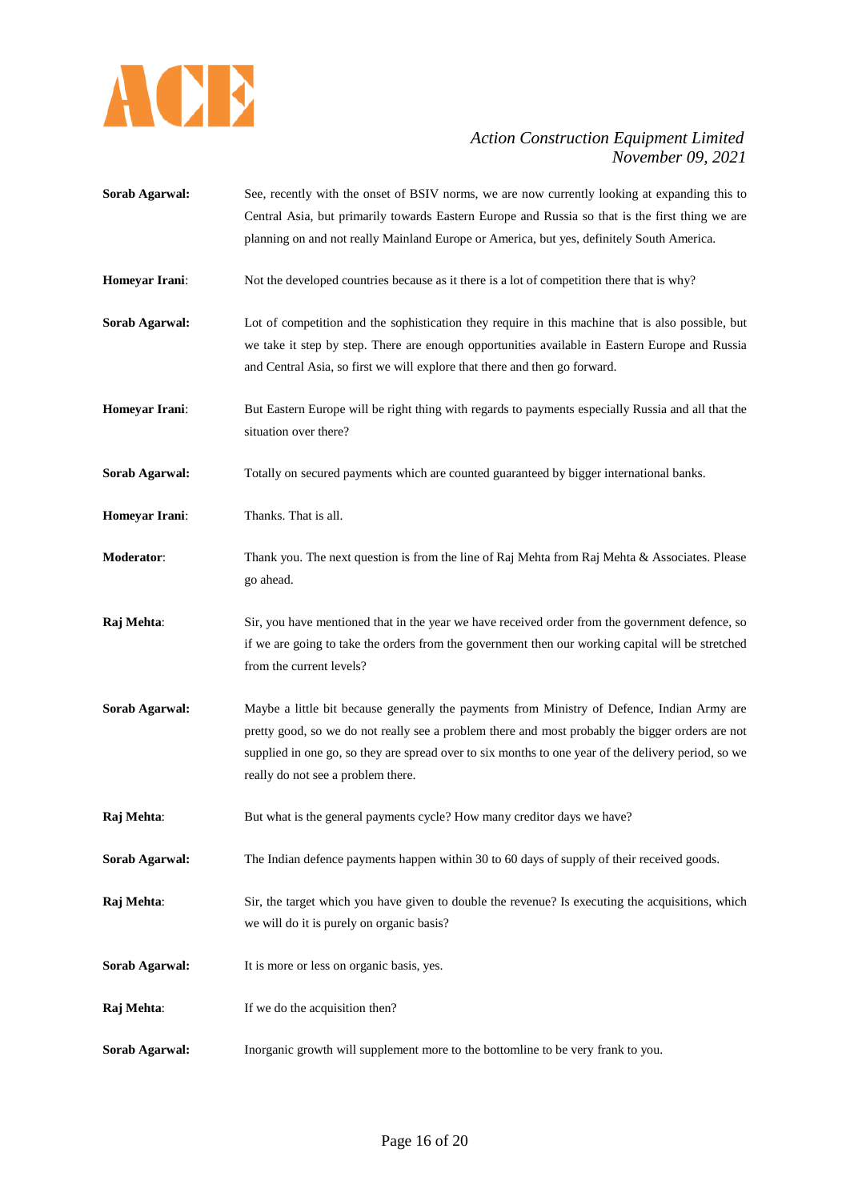**Sorab Agarwal:** See, recently with the onset of BSIV norms, we are now currently looking at expanding this to Central Asia, but primarily towards Eastern Europe and Russia so that is the first thing we are planning on and not really Mainland Europe or America, but yes, definitely South America.

**Homeyar Irani**: Not the developed countries because as it there is a lot of competition there that is why?

**Sorab Agarwal:** Lot of competition and the sophistication they require in this machine that is also possible, but we take it step by step. There are enough opportunities available in Eastern Europe and Russia and Central Asia, so first we will explore that there and then go forward.

**Homeyar Irani**: But Eastern Europe will be right thing with regards to payments especially Russia and all that the situation over there?

**Sorab Agarwal:** Totally on secured payments which are counted guaranteed by bigger international banks.

**Homeyar Irani**: Thanks. That is all.

**Moderator**: Thank you. The next question is from the line of Raj Mehta from Raj Mehta & Associates. Please go ahead.

**Raj Mehta**: Sir, you have mentioned that in the year we have received order from the government defence, so if we are going to take the orders from the government then our working capital will be stretched from the current levels?

**Sorab Agarwal:** Maybe a little bit because generally the payments from Ministry of Defence, Indian Army are pretty good, so we do not really see a problem there and most probably the bigger orders are not supplied in one go, so they are spread over to six months to one year of the delivery period, so we really do not see a problem there.

**Raj Mehta**: But what is the general payments cycle? How many creditor days we have?

**Sorab Agarwal:** The Indian defence payments happen within 30 to 60 days of supply of their received goods.

**Raj Mehta**: Sir, the target which you have given to double the revenue? Is executing the acquisitions, which we will do it is purely on organic basis?

**Sorab Agarwal:** It is more or less on organic basis, yes.

**Raj Mehta**: If we do the acquisition then?

**Sorab Agarwal:** Inorganic growth will supplement more to the bottomline to be very frank to you.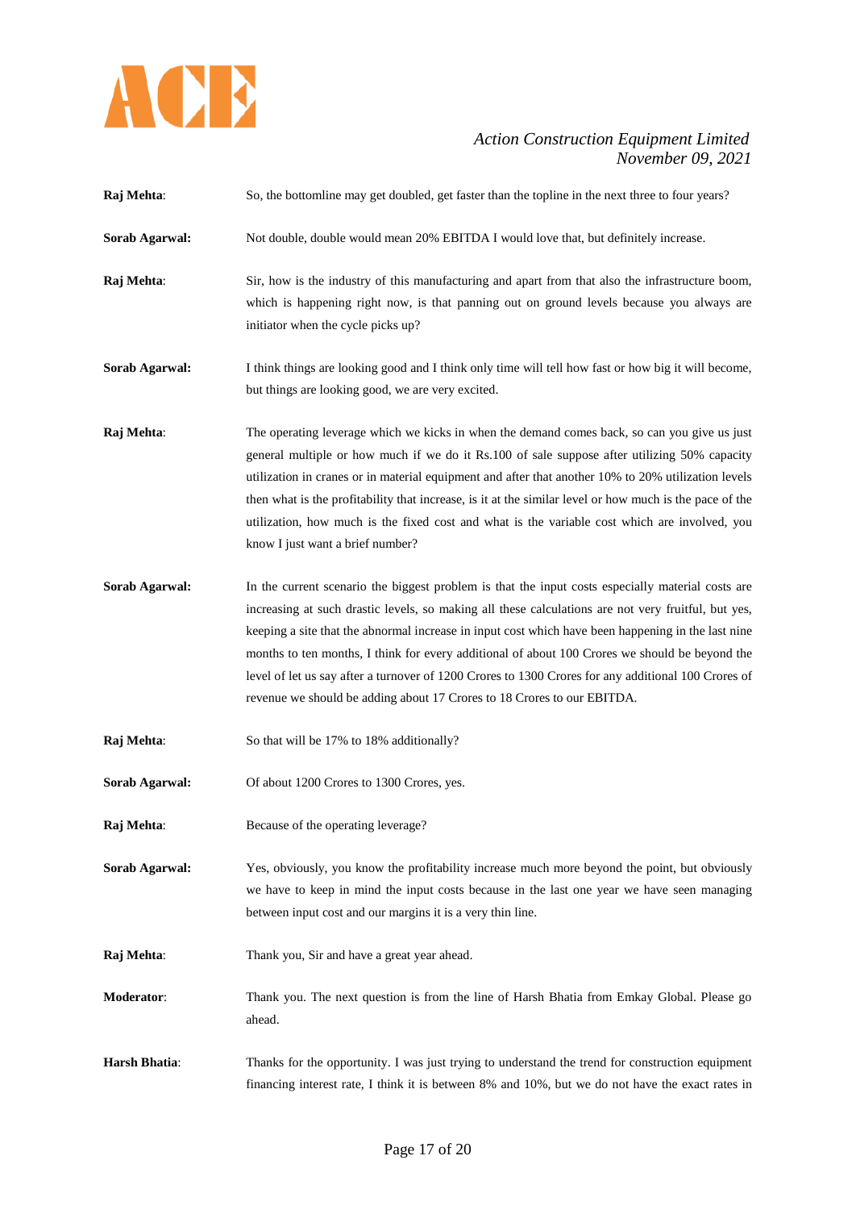**Raj Mehta**: So, the bottomline may get doubled, get faster than the topline in the next three to four years?

**Sorab Agarwal:** Not double, double would mean 20% EBITDA I would love that, but definitely increase.

**Raj Mehta**: Sir, how is the industry of this manufacturing and apart from that also the infrastructure boom, which is happening right now, is that panning out on ground levels because you always are initiator when the cycle picks up?

**Sorab Agarwal:** I think things are looking good and I think only time will tell how fast or how big it will become, but things are looking good, we are very excited.

**Raj Mehta**: The operating leverage which we kicks in when the demand comes back, so can you give us just general multiple or how much if we do it Rs.100 of sale suppose after utilizing 50% capacity utilization in cranes or in material equipment and after that another 10% to 20% utilization levels then what is the profitability that increase, is it at the similar level or how much is the pace of the utilization, how much is the fixed cost and what is the variable cost which are involved, you know I just want a brief number?

**Sorab Agarwal:** In the current scenario the biggest problem is that the input costs especially material costs are increasing at such drastic levels, so making all these calculations are not very fruitful, but yes, keeping a site that the abnormal increase in input cost which have been happening in the last nine months to ten months, I think for every additional of about 100 Crores we should be beyond the level of let us say after a turnover of 1200 Crores to 1300 Crores for any additional 100 Crores of revenue we should be adding about 17 Crores to 18 Crores to our EBITDA.

**Raj Mehta**: So that will be 17% to 18% additionally?

**Sorab Agarwal:** Of about 1200 Crores to 1300 Crores, yes.

**Raj Mehta**: Because of the operating leverage?

**Sorab Agarwal:** Yes, obviously, you know the profitability increase much more beyond the point, but obviously we have to keep in mind the input costs because in the last one year we have seen managing between input cost and our margins it is a very thin line.

**Raj Mehta**: Thank you, Sir and have a great year ahead.

**Moderator**: Thank you. The next question is from the line of Harsh Bhatia from Emkay Global. Please go ahead.

**Harsh Bhatia**: Thanks for the opportunity. I was just trying to understand the trend for construction equipment financing interest rate, I think it is between 8% and 10%, but we do not have the exact rates in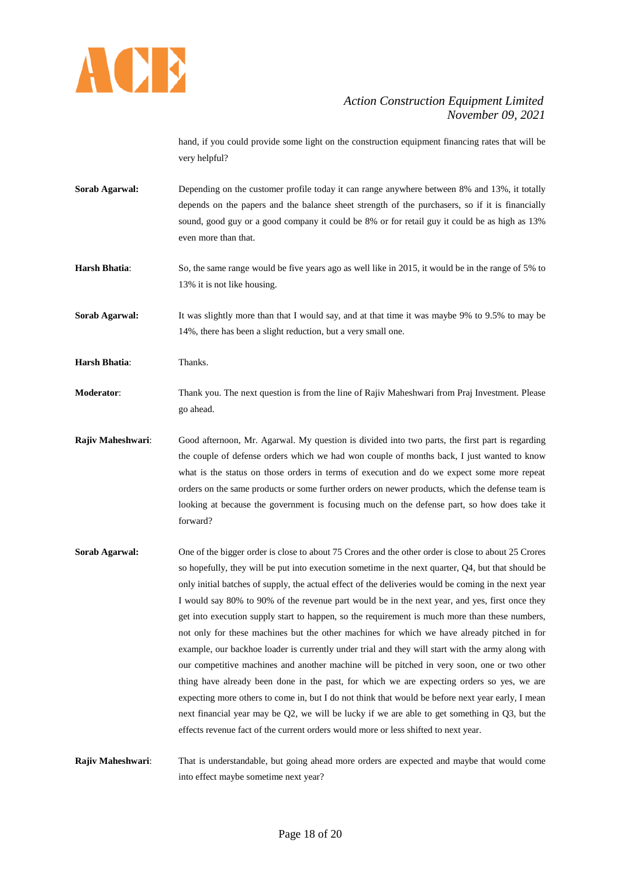hand, if you could provide some light on the construction equipment financing rates that will be very helpful?

**Sorab Agarwal:** Depending on the customer profile today it can range anywhere between 8% and 13%, it totally depends on the papers and the balance sheet strength of the purchasers, so if it is financially sound, good guy or a good company it could be 8% or for retail guy it could be as high as 13% even more than that.

**Harsh Bhatia**: So, the same range would be five years ago as well like in 2015, it would be in the range of 5% to 13% it is not like housing.

**Sorab Agarwal:** It was slightly more than that I would say, and at that time it was maybe 9% to 9.5% to may be 14%, there has been a slight reduction, but a very small one.

**Harsh Bhatia**: Thanks.

**Moderator**: Thank you. The next question is from the line of Rajiv Maheshwari from Praj Investment. Please go ahead.

**Rajiv Maheshwari**: Good afternoon, Mr. Agarwal. My question is divided into two parts, the first part is regarding the couple of defense orders which we had won couple of months back, I just wanted to know what is the status on those orders in terms of execution and do we expect some more repeat orders on the same products or some further orders on newer products, which the defense team is looking at because the government is focusing much on the defense part, so how does take it forward?

**Sorab Agarwal:** One of the bigger order is close to about 75 Crores and the other order is close to about 25 Crores so hopefully, they will be put into execution sometime in the next quarter, Q4, but that should be only initial batches of supply, the actual effect of the deliveries would be coming in the next year I would say 80% to 90% of the revenue part would be in the next year, and yes, first once they get into execution supply start to happen, so the requirement is much more than these numbers, not only for these machines but the other machines for which we have already pitched in for example, our backhoe loader is currently under trial and they will start with the army along with our competitive machines and another machine will be pitched in very soon, one or two other thing have already been done in the past, for which we are expecting orders so yes, we are expecting more others to come in, but I do not think that would be before next year early, I mean next financial year may be Q2, we will be lucky if we are able to get something in Q3, but the effects revenue fact of the current orders would more or less shifted to next year.

**Rajiv Maheshwari**: That is understandable, but going ahead more orders are expected and maybe that would come into effect maybe sometime next year?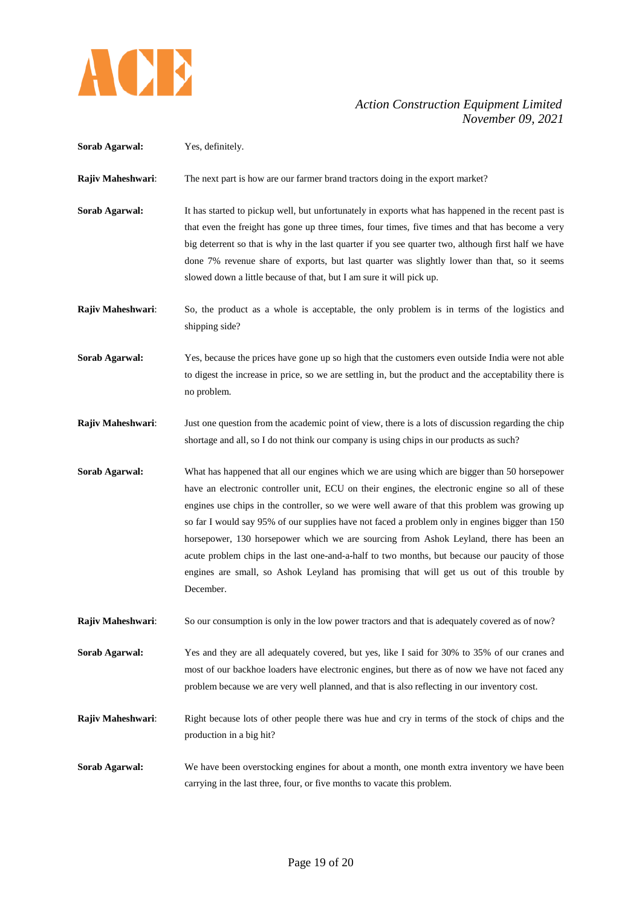**Sorab Agarwal:** Yes, definitely.

**Rajiv Maheshwari**: The next part is how are our farmer brand tractors doing in the export market?

**Sorab Agarwal:** It has started to pickup well, but unfortunately in exports what has happened in the recent past is that even the freight has gone up three times, four times, five times and that has become a very big deterrent so that is why in the last quarter if you see quarter two, although first half we have done 7% revenue share of exports, but last quarter was slightly lower than that, so it seems slowed down a little because of that, but I am sure it will pick up.

**Rajiv Maheshwari**: So, the product as a whole is acceptable, the only problem is in terms of the logistics and shipping side?

**Sorab Agarwal:** Yes, because the prices have gone up so high that the customers even outside India were not able to digest the increase in price, so we are settling in, but the product and the acceptability there is no problem.

**Rajiv Maheshwari**: Just one question from the academic point of view, there is a lots of discussion regarding the chip shortage and all, so I do not think our company is using chips in our products as such?

**Sorab Agarwal:** What has happened that all our engines which we are using which are bigger than 50 horsepower have an electronic controller unit, ECU on their engines, the electronic engine so all of these engines use chips in the controller, so we were well aware of that this problem was growing up so far I would say 95% of our supplies have not faced a problem only in engines bigger than 150 horsepower, 130 horsepower which we are sourcing from Ashok Leyland, there has been an acute problem chips in the last one-and-a-half to two months, but because our paucity of those engines are small, so Ashok Leyland has promising that will get us out of this trouble by December.

**Rajiv Maheshwari**: So our consumption is only in the low power tractors and that is adequately covered as of now?

**Sorab Agarwal:** Yes and they are all adequately covered, but yes, like I said for 30% to 35% of our cranes and most of our backhoe loaders have electronic engines, but there as of now we have not faced any problem because we are very well planned, and that is also reflecting in our inventory cost.

**Rajiv Maheshwari**: Right because lots of other people there was hue and cry in terms of the stock of chips and the production in a big hit?

**Sorab Agarwal:** We have been overstocking engines for about a month, one month extra inventory we have been carrying in the last three, four, or five months to vacate this problem.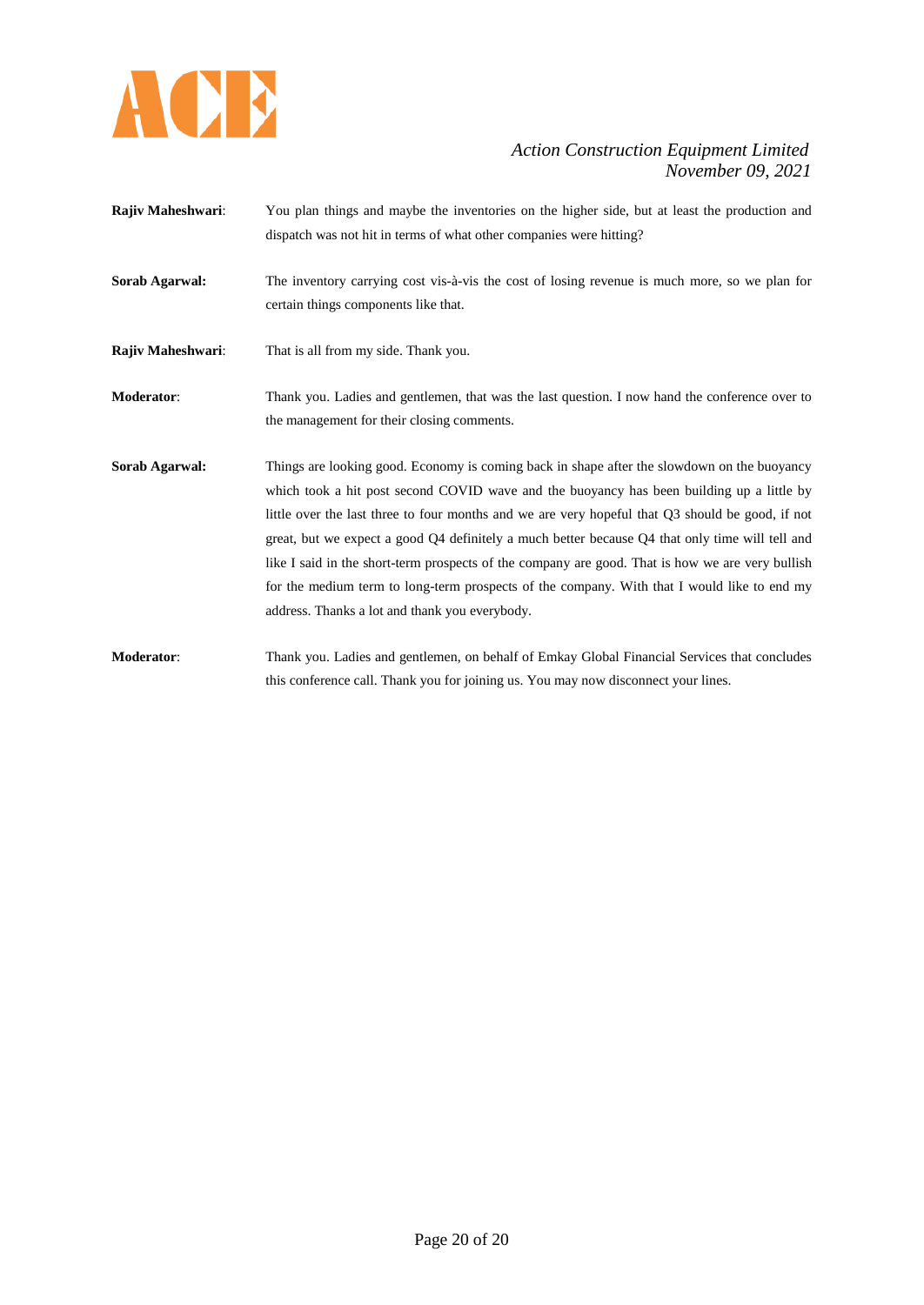**Rajiv Maheshwari**: You plan things and maybe the inventories on the higher side, but at least the production and dispatch was not hit in terms of what other companies were hitting?

**Sorab Agarwal:** The inventory carrying cost vis-à-vis the cost of losing revenue is much more, so we plan for certain things components like that.

**Rajiv Maheshwari**: That is all from my side. Thank you.

**Moderator**: Thank you. Ladies and gentlemen, that was the last question. I now hand the conference over to the management for their closing comments.

**Sorab Agarwal:** Things are looking good. Economy is coming back in shape after the slowdown on the buoyancy which took a hit post second COVID wave and the buoyancy has been building up a little by little over the last three to four months and we are very hopeful that Q3 should be good, if not great, but we expect a good Q4 definitely a much better because Q4 that only time will tell and like I said in the short-term prospects of the company are good. That is how we are very bullish for the medium term to long-term prospects of the company. With that I would like to end my address. Thanks a lot and thank you everybody.

**Moderator**: Thank you. Ladies and gentlemen, on behalf of Emkay Global Financial Services that concludes this conference call. Thank you for joining us. You may now disconnect your lines.